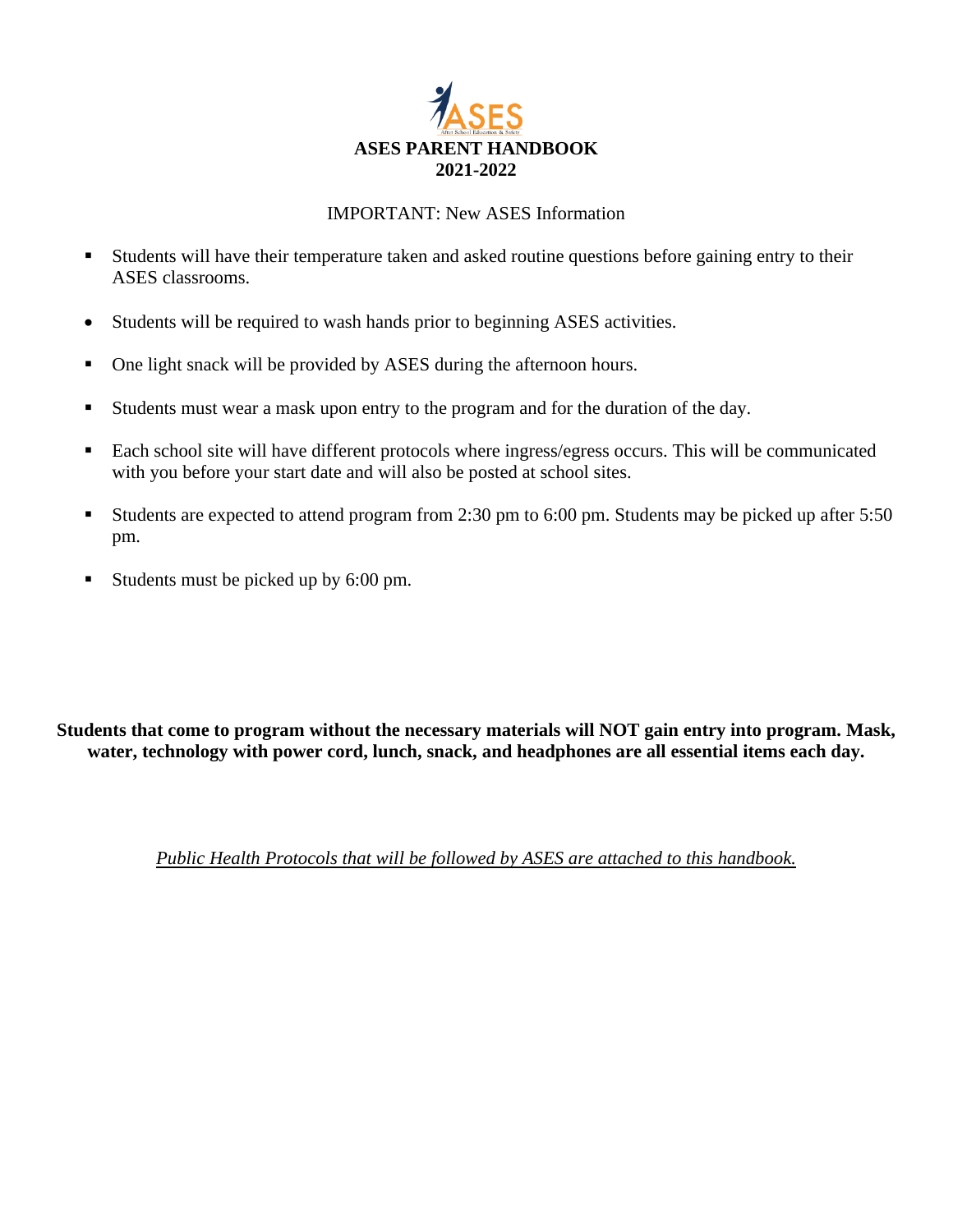# ASES PARENT HANDBOOK
## 2021-2022

IMPORTANT: New ASES Information

- Students will have their temperature taken and asked routine questions before gaining entry to their ASES classrooms.
- Students will be required to wash hands prior to beginning ASES activities.
- One light snack will be provided by ASES during the afternoon hours.
- Students must wear a mask upon entry to the program and for the duration of the day.
- Each school site will have different protocols where ingress/egress occurs. This will be communicated with you before your start date and will also be posted at school sites.
- Students are expected to attend program from 2:30 pm to 6:00 pm. Students may be picked up after 5:50 pm.
- Students must be picked up by 6:00 pm.

**Students that come to program without the necessary materials will NOT gain entry into program. Mask, water, technology with power cord, lunch, snack, and headphones are all essential items each day.**

*Public Health Protocols that will be followed by ASES are attached to this handbook.*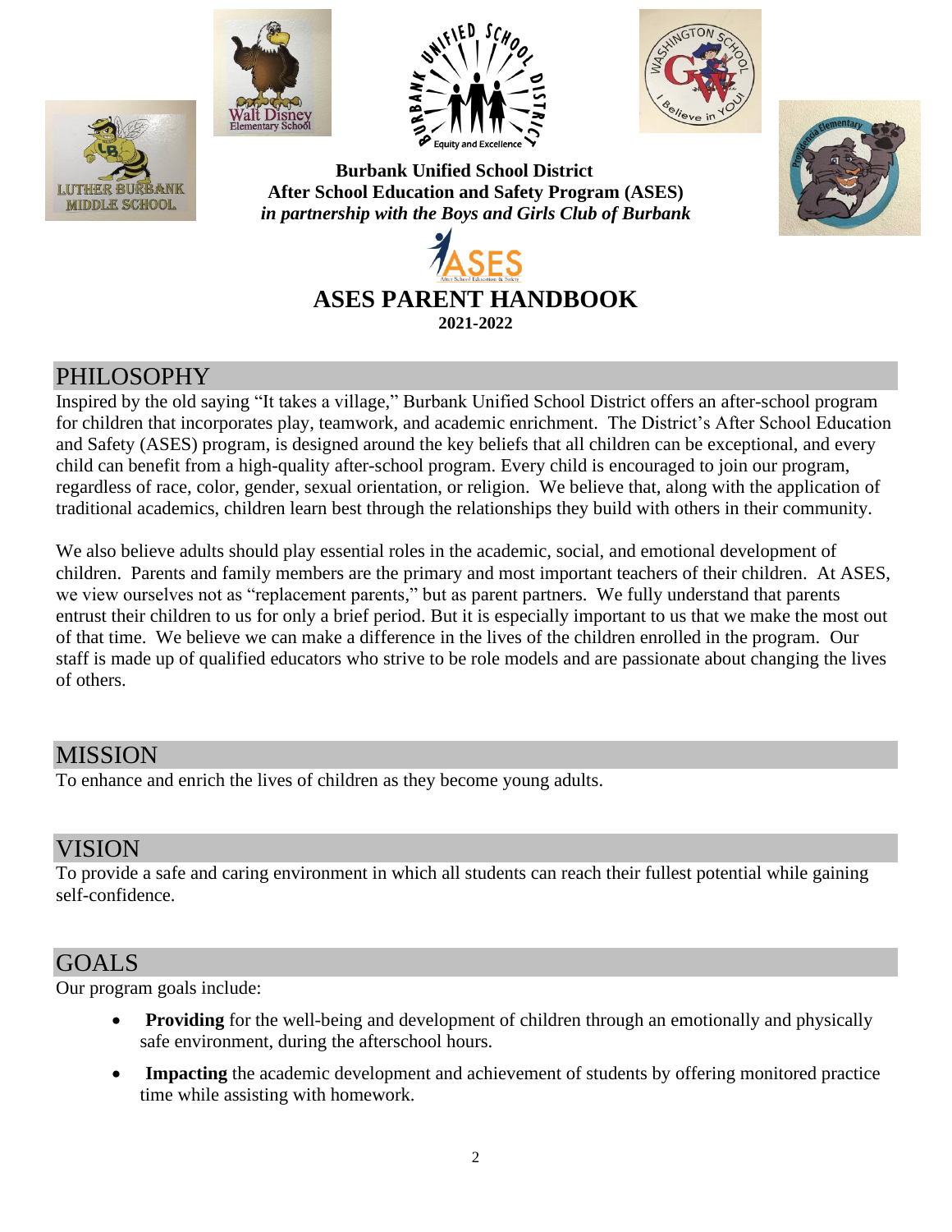**Burbank Unified School District**
**After School Education and Safety Program (ASES)**
***in partnership with the Boys and Girls Club of Burbank***

# ASES PARENT HANDBOOK

**2021-2022**

## PHILOSOPHY

Inspired by the old saying "It takes a village," Burbank Unified School District offers an after-school program for children that incorporates play, teamwork, and academic enrichment. The District's After School Education and Safety (ASES) program, is designed around the key beliefs that all children can be exceptional, and every child can benefit from a high-quality after-school program. Every child is encouraged to join our program, regardless of race, color, gender, sexual orientation, or religion. We believe that, along with the application of traditional academics, children learn best through the relationships they build with others in their community.

We also believe adults should play essential roles in the academic, social, and emotional development of children. Parents and family members are the primary and most important teachers of their children. At ASES, we view ourselves not as "replacement parents," but as parent partners. We fully understand that parents entrust their children to us for only a brief period. But it is especially important to us that we make the most out of that time. We believe we can make a difference in the lives of the children enrolled in the program. Our staff is made up of qualified educators who strive to be role models and are passionate about changing the lives of others.

## MISSION

To enhance and enrich the lives of children as they become young adults.

## VISION

To provide a safe and caring environment in which all students can reach their fullest potential while gaining self-confidence.

## GOALS

Our program goals include:

- **Providing** for the well-being and development of children through an emotionally and physically safe environment, during the afterschool hours.
- **Impacting** the academic development and achievement of students by offering monitored practice time while assisting with homework.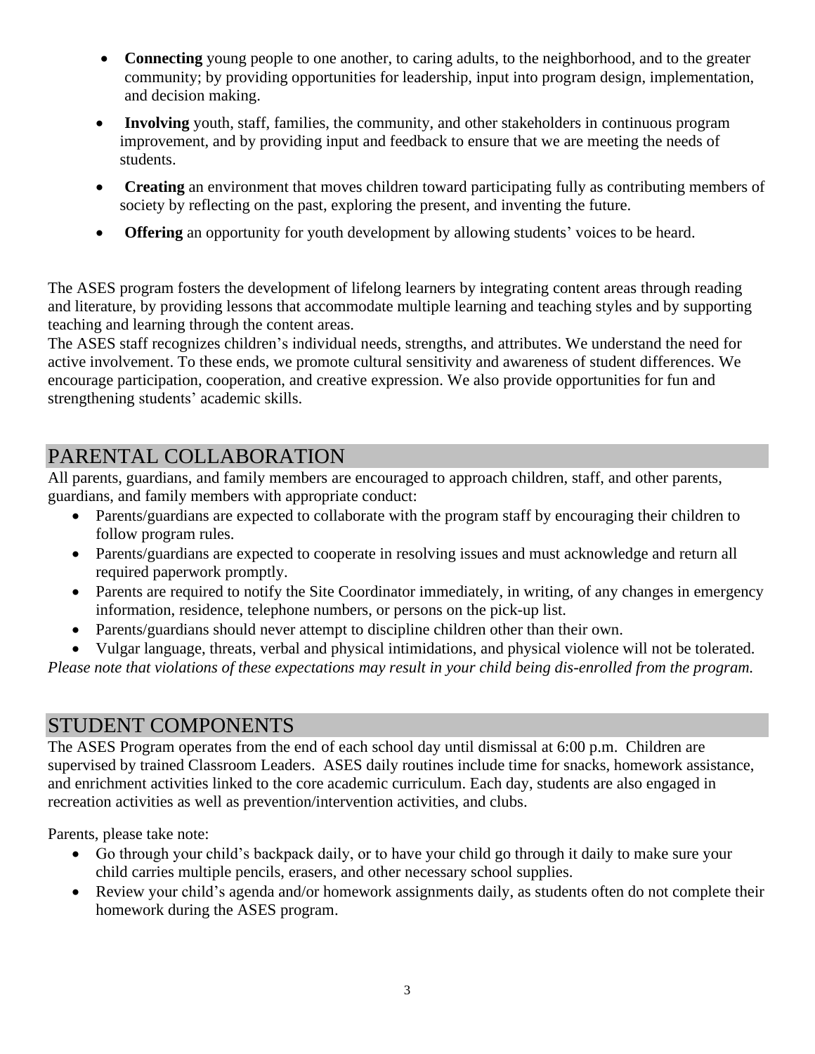- **Connecting** young people to one another, to caring adults, to the neighborhood, and to the greater community; by providing opportunities for leadership, input into program design, implementation, and decision making.
- **Involving** youth, staff, families, the community, and other stakeholders in continuous program improvement, and by providing input and feedback to ensure that we are meeting the needs of students.
- **Creating** an environment that moves children toward participating fully as contributing members of society by reflecting on the past, exploring the present, and inventing the future.
- **Offering** an opportunity for youth development by allowing students' voices to be heard.

The ASES program fosters the development of lifelong learners by integrating content areas through reading and literature, by providing lessons that accommodate multiple learning and teaching styles and by supporting teaching and learning through the content areas.
The ASES staff recognizes children's individual needs, strengths, and attributes. We understand the need for active involvement. To these ends, we promote cultural sensitivity and awareness of student differences. We encourage participation, cooperation, and creative expression. We also provide opportunities for fun and strengthening students' academic skills.

## PARENTAL COLLABORATION

All parents, guardians, and family members are encouraged to approach children, staff, and other parents, guardians, and family members with appropriate conduct:

- Parents/guardians are expected to collaborate with the program staff by encouraging their children to follow program rules.
- Parents/guardians are expected to cooperate in resolving issues and must acknowledge and return all required paperwork promptly.
- Parents are required to notify the Site Coordinator immediately, in writing, of any changes in emergency information, residence, telephone numbers, or persons on the pick-up list.
- Parents/guardians should never attempt to discipline children other than their own.
- Vulgar language, threats, verbal and physical intimidations, and physical violence will not be tolerated.

*Please note that violations of these expectations may result in your child being dis-enrolled from the program.*

## STUDENT COMPONENTS

The ASES Program operates from the end of each school day until dismissal at 6:00 p.m. Children are supervised by trained Classroom Leaders. ASES daily routines include time for snacks, homework assistance, and enrichment activities linked to the core academic curriculum. Each day, students are also engaged in recreation activities as well as prevention/intervention activities, and clubs.

Parents, please take note:

- Go through your child's backpack daily, or to have your child go through it daily to make sure your child carries multiple pencils, erasers, and other necessary school supplies.
- Review your child's agenda and/or homework assignments daily, as students often do not complete their homework during the ASES program.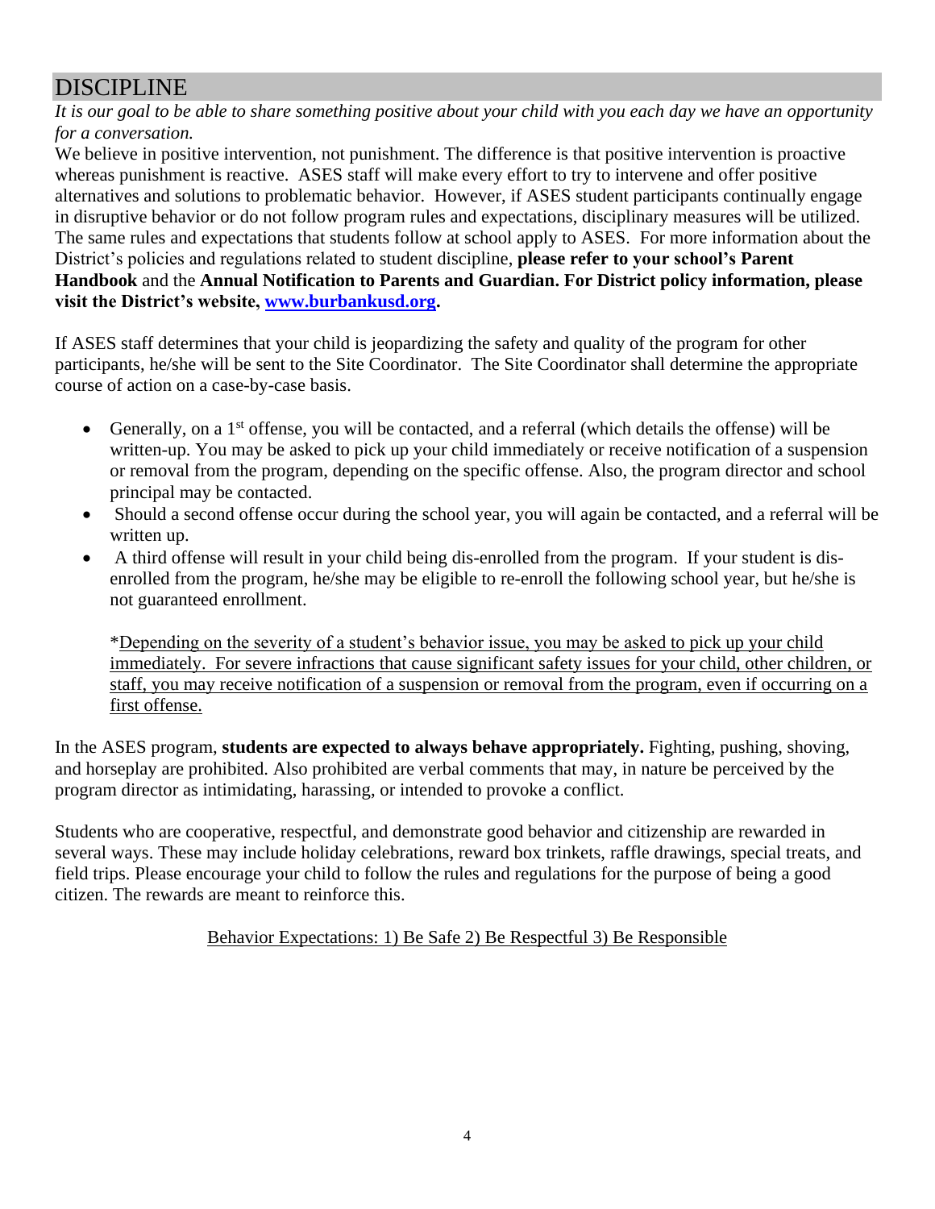# DISCIPLINE

*It is our goal to be able to share something positive about your child with you each day we have an opportunity for a conversation.*

We believe in positive intervention, not punishment. The difference is that positive intervention is proactive whereas punishment is reactive. ASES staff will make every effort to try to intervene and offer positive alternatives and solutions to problematic behavior. However, if ASES student participants continually engage in disruptive behavior or do not follow program rules and expectations, disciplinary measures will be utilized. The same rules and expectations that students follow at school apply to ASES. For more information about the District's policies and regulations related to student discipline, **please refer to your school's Parent Handbook** and the **Annual Notification to Parents and Guardian. For District policy information, please visit the District's website, [www.burbankusd.org](http://www.burbankusd.org).**

If ASES staff determines that your child is jeopardizing the safety and quality of the program for other participants, he/she will be sent to the Site Coordinator. The Site Coordinator shall determine the appropriate course of action on a case-by-case basis.

- Generally, on a 1st offense, you will be contacted, and a referral (which details the offense) will be written-up. You may be asked to pick up your child immediately or receive notification of a suspension or removal from the program, depending on the specific offense. Also, the program director and school principal may be contacted.
- Should a second offense occur during the school year, you will again be contacted, and a referral will be written up.
- A third offense will result in your child being dis-enrolled from the program. If your student is dis-enrolled from the program, he/she may be eligible to re-enroll the following school year, but he/she is not guaranteed enrollment.

  *<u>Depending on the severity of a student's behavior issue, you may be asked to pick up your child immediately. For severe infractions that cause significant safety issues for your child, other children, or staff, you may receive notification of a suspension or removal from the program, even if occurring on a first offense.</u>

In the ASES program, **students are expected to always behave appropriately.** Fighting, pushing, shoving, and horseplay are prohibited. Also prohibited are verbal comments that may, in nature be perceived by the program director as intimidating, harassing, or intended to provoke a conflict.

Students who are cooperative, respectful, and demonstrate good behavior and citizenship are rewarded in several ways. These may include holiday celebrations, reward box trinkets, raffle drawings, special treats, and field trips. Please encourage your child to follow the rules and regulations for the purpose of being a good citizen. The rewards are meant to reinforce this.

<u>Behavior Expectations: 1) Be Safe 2) Be Respectful 3) Be Responsible</u>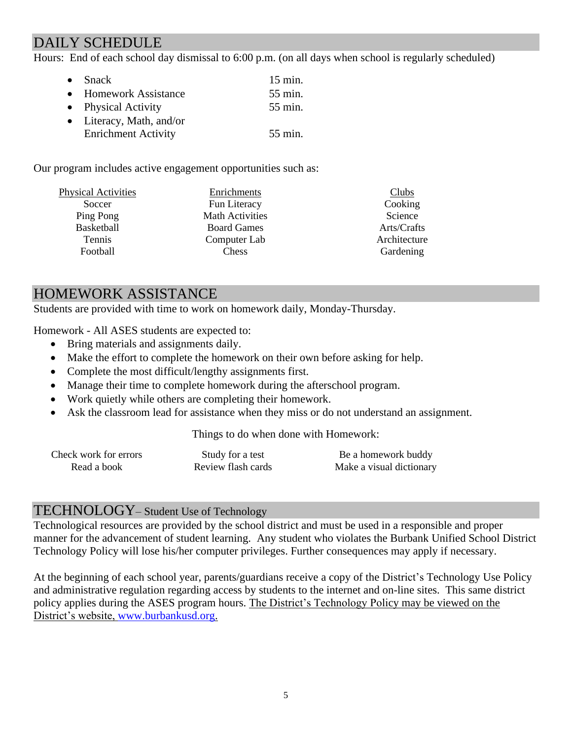## DAILY SCHEDULE

Hours: End of each school day dismissal to 6:00 p.m. (on all days when school is regularly scheduled)

| Activity | Time |
|---|---|
| Snack | 15 min. |
| Homework Assistance | 55 min. |
| Physical Activity | 55 min. |
| Literacy, Math, and/or Enrichment Activity | 55 min. |

Our program includes active engagement opportunities such as:

| Physical Activities | Enrichments | Clubs |
|---|---|---|
| Soccer | Fun Literacy | Cooking |
| Ping Pong | Math Activities | Science |
| Basketball | Board Games | Arts/Crafts |
| Tennis | Computer Lab | Architecture |
| Football | Chess | Gardening |

## HOMEWORK ASSISTANCE

Students are provided with time to work on homework daily, Monday-Thursday.

Homework - All ASES students are expected to:

- Bring materials and assignments daily.
- Make the effort to complete the homework on their own before asking for help.
- Complete the most difficult/lengthy assignments first.
- Manage their time to complete homework during the afterschool program.
- Work quietly while others are completing their homework.
- Ask the classroom lead for assistance when they miss or do not understand an assignment.

Things to do when done with Homework:

| | | |
|---|---|---|
| Check work for errors | Study for a test | Be a homework buddy |
| Read a book | Review flash cards | Make a visual dictionary |

## TECHNOLOGY – Student Use of Technology

Technological resources are provided by the school district and must be used in a responsible and proper manner for the advancement of student learning. Any student who violates the Burbank Unified School District Technology Policy will lose his/her computer privileges. Further consequences may apply if necessary.

At the beginning of each school year, parents/guardians receive a copy of the District's Technology Use Policy and administrative regulation regarding access by students to the internet and on-line sites. This same district policy applies during the ASES program hours. The District's Technology Policy may be viewed on the District's website, www.burbankusd.org.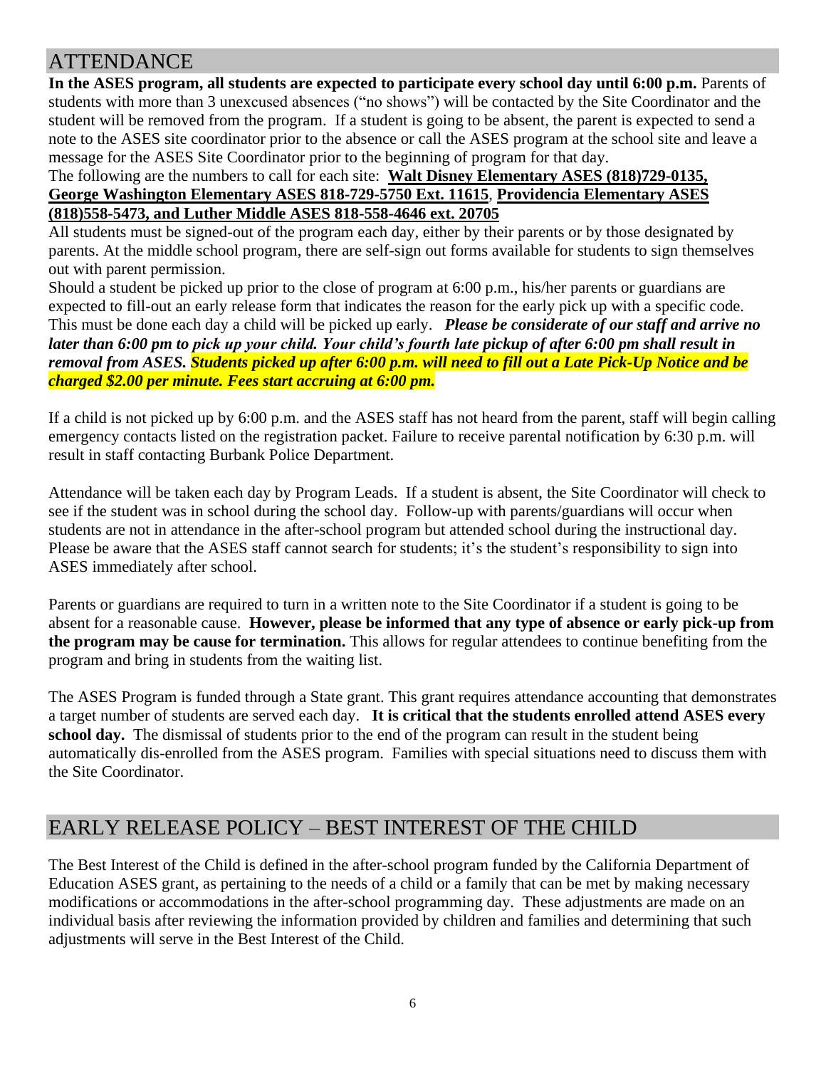## ATTENDANCE

**In the ASES program, all students are expected to participate every school day until 6:00 p.m.** Parents of students with more than 3 unexcused absences ("no shows") will be contacted by the Site Coordinator and the student will be removed from the program. If a student is going to be absent, the parent is expected to send a note to the ASES site coordinator prior to the absence or call the ASES program at the school site and leave a message for the ASES Site Coordinator prior to the beginning of program for that day.

The following are the numbers to call for each site: **Walt Disney Elementary ASES (818)729-0135, George Washington Elementary ASES 818-729-5750 Ext. 11615**, **Providencia Elementary ASES (818)558-5473, and Luther Middle ASES 818-558-4646 ext. 20705**

All students must be signed-out of the program each day, either by their parents or by those designated by parents. At the middle school program, there are self-sign out forms available for students to sign themselves out with parent permission.

Should a student be picked up prior to the close of program at 6:00 p.m., his/her parents or guardians are expected to fill-out an early release form that indicates the reason for the early pick up with a specific code. This must be done each day a child will be picked up early. ***Please be considerate of our staff and arrive no later than 6:00 pm to pick up your child. Your child's fourth late pickup of after 6:00 pm shall result in removal from ASES. Students picked up after 6:00 p.m. will need to fill out a Late Pick-Up Notice and be charged $2.00 per minute. Fees start accruing at 6:00 pm.***

If a child is not picked up by 6:00 p.m. and the ASES staff has not heard from the parent, staff will begin calling emergency contacts listed on the registration packet. Failure to receive parental notification by 6:30 p.m. will result in staff contacting Burbank Police Department.

Attendance will be taken each day by Program Leads. If a student is absent, the Site Coordinator will check to see if the student was in school during the school day. Follow-up with parents/guardians will occur when students are not in attendance in the after-school program but attended school during the instructional day. Please be aware that the ASES staff cannot search for students; it's the student's responsibility to sign into ASES immediately after school.

Parents or guardians are required to turn in a written note to the Site Coordinator if a student is going to be absent for a reasonable cause. **However, please be informed that any type of absence or early pick-up from the program may be cause for termination.** This allows for regular attendees to continue benefiting from the program and bring in students from the waiting list.

The ASES Program is funded through a State grant. This grant requires attendance accounting that demonstrates a target number of students are served each day. **It is critical that the students enrolled attend ASES every school day.** The dismissal of students prior to the end of the program can result in the student being automatically dis-enrolled from the ASES program. Families with special situations need to discuss them with the Site Coordinator.

## EARLY RELEASE POLICY – BEST INTEREST OF THE CHILD

The Best Interest of the Child is defined in the after-school program funded by the California Department of Education ASES grant, as pertaining to the needs of a child or a family that can be met by making necessary modifications or accommodations in the after-school programming day. These adjustments are made on an individual basis after reviewing the information provided by children and families and determining that such adjustments will serve in the Best Interest of the Child.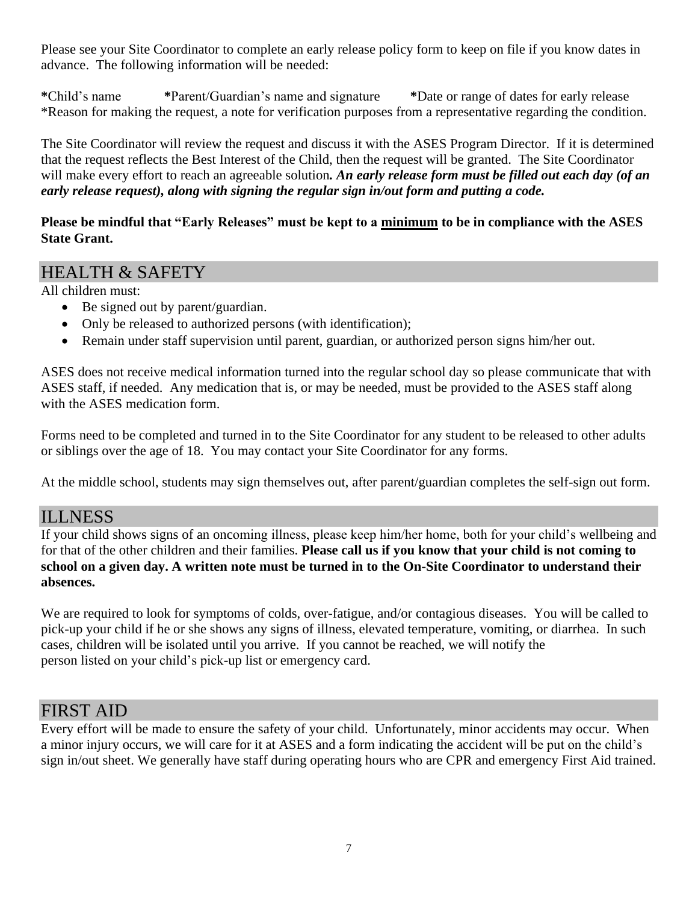Please see your Site Coordinator to complete an early release policy form to keep on file if you know dates in advance. The following information will be needed:

**\***Child's name **\***Parent/Guardian's name and signature **\***Date or range of dates for early release
\*Reason for making the request, a note for verification purposes from a representative regarding the condition.

The Site Coordinator will review the request and discuss it with the ASES Program Director. If it is determined that the request reflects the Best Interest of the Child, then the request will be granted. The Site Coordinator will make every effort to reach an agreeable solution***. An early release form must be filled out each day (of an early release request), along with signing the regular sign in/out form and putting a code.***

**Please be mindful that "Early Releases" must be kept to a <u>minimum</u> to be in compliance with the ASES State Grant.**

## HEALTH & SAFETY

All children must:

- Be signed out by parent/guardian.
- Only be released to authorized persons (with identification);
- Remain under staff supervision until parent, guardian, or authorized person signs him/her out.

ASES does not receive medical information turned into the regular school day so please communicate that with ASES staff, if needed. Any medication that is, or may be needed, must be provided to the ASES staff along with the ASES medication form.

Forms need to be completed and turned in to the Site Coordinator for any student to be released to other adults or siblings over the age of 18. You may contact your Site Coordinator for any forms.

At the middle school, students may sign themselves out, after parent/guardian completes the self-sign out form.

## ILLNESS

If your child shows signs of an oncoming illness, please keep him/her home, both for your child's wellbeing and for that of the other children and their families. **Please call us if you know that your child is not coming to school on a given day. A written note must be turned in to the On-Site Coordinator to understand their absences.**

We are required to look for symptoms of colds, over-fatigue, and/or contagious diseases. You will be called to pick-up your child if he or she shows any signs of illness, elevated temperature, vomiting, or diarrhea. In such cases, children will be isolated until you arrive. If you cannot be reached, we will notify the person listed on your child's pick-up list or emergency card.

## FIRST AID

Every effort will be made to ensure the safety of your child. Unfortunately, minor accidents may occur. When a minor injury occurs, we will care for it at ASES and a form indicating the accident will be put on the child's sign in/out sheet. We generally have staff during operating hours who are CPR and emergency First Aid trained.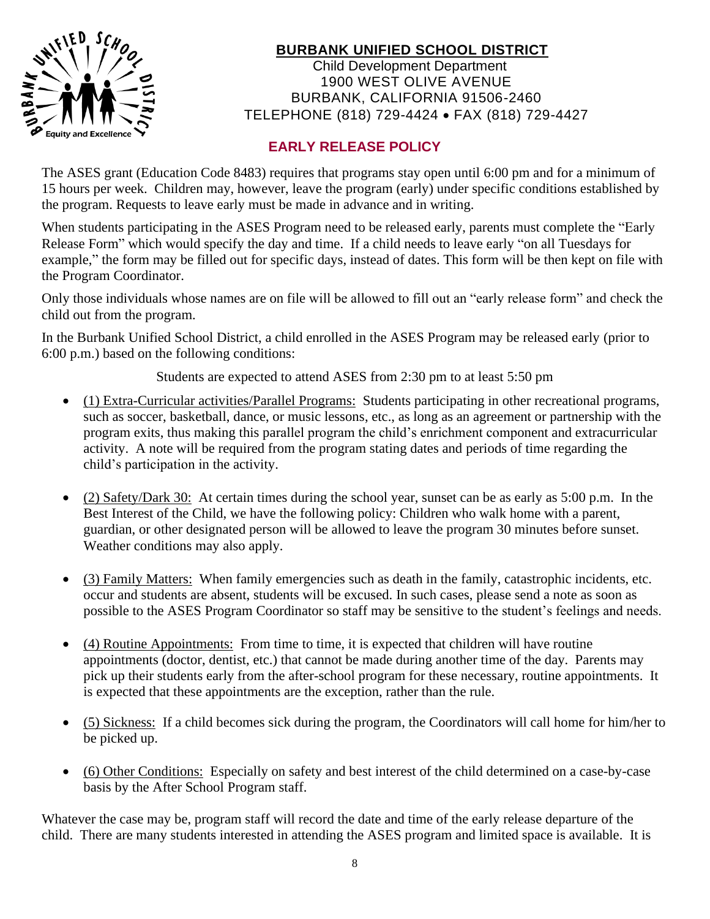**BURBANK UNIFIED SCHOOL DISTRICT**

Child Development Department
1900 WEST OLIVE AVENUE
BURBANK, CALIFORNIA 91506-2460
TELEPHONE (818) 729-4424 • FAX (818) 729-4427

## EARLY RELEASE POLICY

The ASES grant (Education Code 8483) requires that programs stay open until 6:00 pm and for a minimum of 15 hours per week. Children may, however, leave the program (early) under specific conditions established by the program. Requests to leave early must be made in advance and in writing.

When students participating in the ASES Program need to be released early, parents must complete the "Early Release Form" which would specify the day and time. If a child needs to leave early "on all Tuesdays for example," the form may be filled out for specific days, instead of dates. This form will be then kept on file with the Program Coordinator.

Only those individuals whose names are on file will be allowed to fill out an "early release form" and check the child out from the program.

In the Burbank Unified School District, a child enrolled in the ASES Program may be released early (prior to 6:00 p.m.) based on the following conditions:

Students are expected to attend ASES from 2:30 pm to at least 5:50 pm

- (1) Extra-Curricular activities/Parallel Programs: Students participating in other recreational programs, such as soccer, basketball, dance, or music lessons, etc., as long as an agreement or partnership with the program exits, thus making this parallel program the child's enrichment component and extracurricular activity. A note will be required from the program stating dates and periods of time regarding the child's participation in the activity.

- (2) Safety/Dark 30: At certain times during the school year, sunset can be as early as 5:00 p.m. In the Best Interest of the Child, we have the following policy: Children who walk home with a parent, guardian, or other designated person will be allowed to leave the program 30 minutes before sunset. Weather conditions may also apply.

- (3) Family Matters: When family emergencies such as death in the family, catastrophic incidents, etc. occur and students are absent, students will be excused. In such cases, please send a note as soon as possible to the ASES Program Coordinator so staff may be sensitive to the student's feelings and needs.

- (4) Routine Appointments: From time to time, it is expected that children will have routine appointments (doctor, dentist, etc.) that cannot be made during another time of the day. Parents may pick up their students early from the after-school program for these necessary, routine appointments. It is expected that these appointments are the exception, rather than the rule.

- (5) Sickness: If a child becomes sick during the program, the Coordinators will call home for him/her to be picked up.

- (6) Other Conditions: Especially on safety and best interest of the child determined on a case-by-case basis by the After School Program staff.

Whatever the case may be, program staff will record the date and time of the early release departure of the child. There are many students interested in attending the ASES program and limited space is available. It is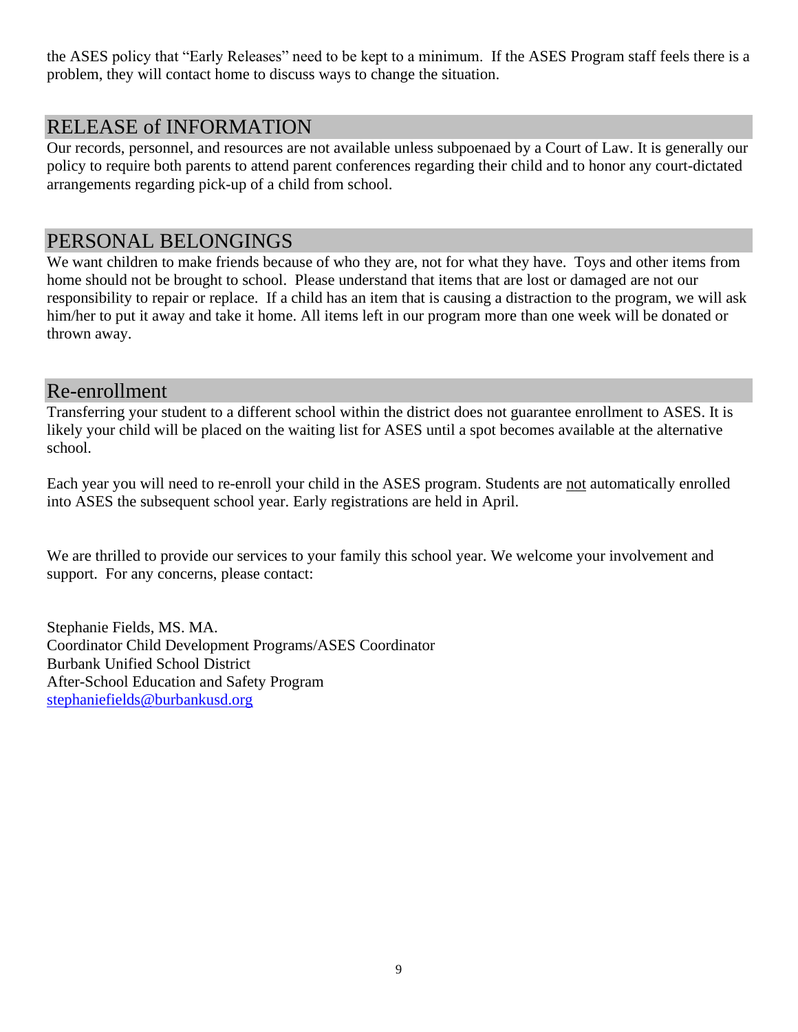the ASES policy that "Early Releases" need to be kept to a minimum. If the ASES Program staff feels there is a problem, they will contact home to discuss ways to change the situation.

## RELEASE of INFORMATION

Our records, personnel, and resources are not available unless subpoenaed by a Court of Law. It is generally our policy to require both parents to attend parent conferences regarding their child and to honor any court-dictated arrangements regarding pick-up of a child from school.

## PERSONAL BELONGINGS

We want children to make friends because of who they are, not for what they have. Toys and other items from home should not be brought to school. Please understand that items that are lost or damaged are not our responsibility to repair or replace. If a child has an item that is causing a distraction to the program, we will ask him/her to put it away and take it home. All items left in our program more than one week will be donated or thrown away.

## Re-enrollment

Transferring your student to a different school within the district does not guarantee enrollment to ASES. It is likely your child will be placed on the waiting list for ASES until a spot becomes available at the alternative school.

Each year you will need to re-enroll your child in the ASES program. Students are <u>not</u> automatically enrolled into ASES the subsequent school year. Early registrations are held in April.

We are thrilled to provide our services to your family this school year. We welcome your involvement and support. For any concerns, please contact:

Stephanie Fields, MS. MA.
Coordinator Child Development Programs/ASES Coordinator
Burbank Unified School District
After-School Education and Safety Program
stephaniefields@burbankusd.org